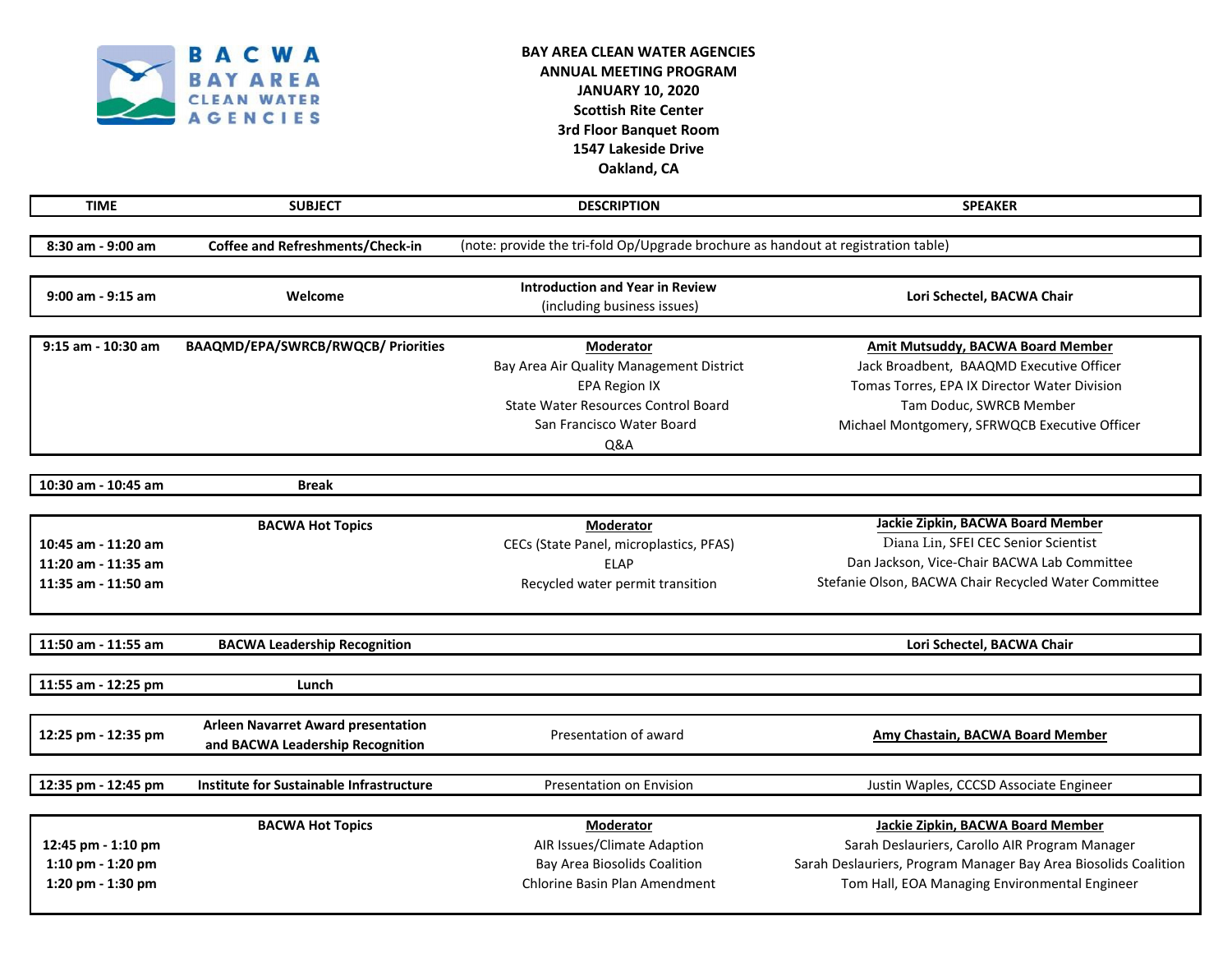**BACWA BAY AREA CLEAN WATER AGENCIES**

# BAY AREA CLEAN WATER AGENCIES
## ANNUAL MEETING PROGRAM
**JANUARY 10, 2020**
**Scottish Rite Center**
**3rd Floor Banquet Room**
**1547 Lakeside Drive**
**Oakland, CA**

| TIME | SUBJECT | DESCRIPTION | SPEAKER |
|---|---|---|---|
| **8:30 am - 9:00 am** | **Coffee and Refreshments/Check-in** | (note: provide the tri-fold Op/Upgrade brochure as handout at registration table) | |
| **9:00 am - 9:15 am** | **Welcome** | **Introduction and Year in Review** (including business issues) | **Lori Schectel, BACWA Chair** |
| **9:15 am - 10:30 am** | **BAAQMD/EPA/SWRCB/RWQCB/ Priorities** | **Moderator** | **Amit Mutsuddy, BACWA Board Member** |
| | | Bay Area Air Quality Management District | Jack Broadbent, BAAQMD Executive Officer |
| | | EPA Region IX | Tomas Torres, EPA IX Director Water Division |
| | | State Water Resources Control Board | Tam Doduc, SWRCB Member |
| | | San Francisco Water Board | Michael Montgomery, SFRWQCB Executive Officer |
| | | Q&A | |
| **10:30 am - 10:45 am** | **Break** | | |
| | **BACWA Hot Topics** | **Moderator** | **Jackie Zipkin, BACWA Board Member** |
| **10:45 am - 11:20 am** | | CECs (State Panel, microplastics, PFAS) | Diana Lin, SFEI CEC Senior Scientist |
| **11:20 am - 11:35 am** | | ELAP | Dan Jackson, Vice-Chair BACWA Lab Committee |
| **11:35 am - 11:50 am** | | Recycled water permit transition | Stefanie Olson, BACWA Chair Recycled Water Committee |
| **11:50 am - 11:55 am** | **BACWA Leadership Recognition** | | **Lori Schectel, BACWA Chair** |
| **11:55 am - 12:25 pm** | **Lunch** | | |
| **12:25 pm - 12:35 pm** | **Arleen Navarret Award presentation and BACWA Leadership Recognition** | Presentation of award | **Amy Chastain, BACWA Board Member** |
| **12:35 pm - 12:45 pm** | **Institute for Sustainable Infrastructure** | Presentation on Envision | Justin Waples, CCCSD Associate Engineer |
| | **BACWA Hot Topics** | **Moderator** | **Jackie Zipkin, BACWA Board Member** |
| **12:45 pm - 1:10 pm** | | AIR Issues/Climate Adaption | Sarah Deslauriers, Carollo AIR Program Manager |
| **1:10 pm - 1:20 pm** | | Bay Area Biosolids Coalition | Sarah Deslauriers, Program Manager Bay Area Biosolids Coalition |
| **1:20 pm - 1:30 pm** | | Chlorine Basin Plan Amendment | Tom Hall, EOA Managing Environmental Engineer |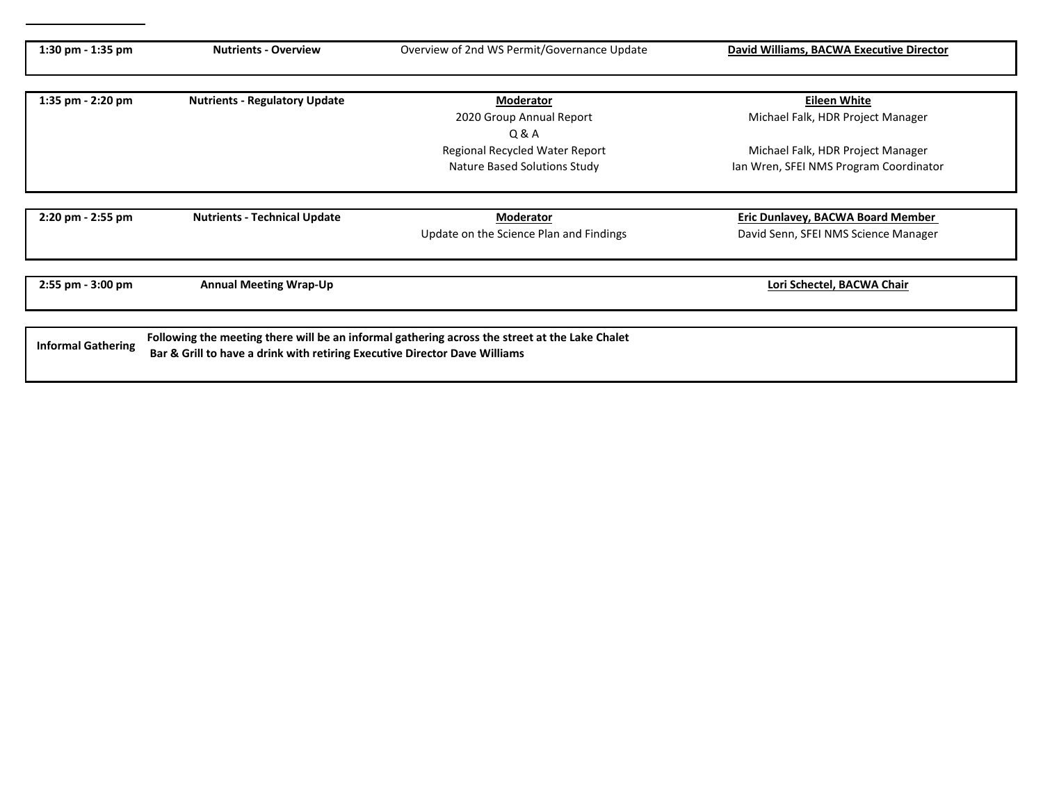| | | | |
|---|---|---|---|
| **1:30 pm - 1:35 pm** | **Nutrients - Overview** | Overview of 2nd WS Permit/Governance Update | **David Williams, BACWA Executive Director** |
| **1:35 pm - 2:20 pm** | **Nutrients - Regulatory Update** | **Moderator** | **Eileen White** |
| | | 2020 Group Annual Report | Michael Falk, HDR Project Manager |
| | | Q & A | |
| | | Regional Recycled Water Report | Michael Falk, HDR Project Manager |
| | | Nature Based Solutions Study | Ian Wren, SFEI NMS Program Coordinator |
| **2:20 pm - 2:55 pm** | **Nutrients - Technical Update** | **Moderator** | **Eric Dunlavey, BACWA Board Member** |
| | | Update on the Science Plan and Findings | David Senn, SFEI NMS Science Manager |
| **2:55 pm - 3:00 pm** | **Annual Meeting Wrap-Up** | | **Lori Schectel, BACWA Chair** |
| **Informal Gathering** | **Following the meeting there will be an informal gathering across the street at the Lake Chalet Bar & Grill to have a drink with retiring Executive Director Dave Williams** | | |